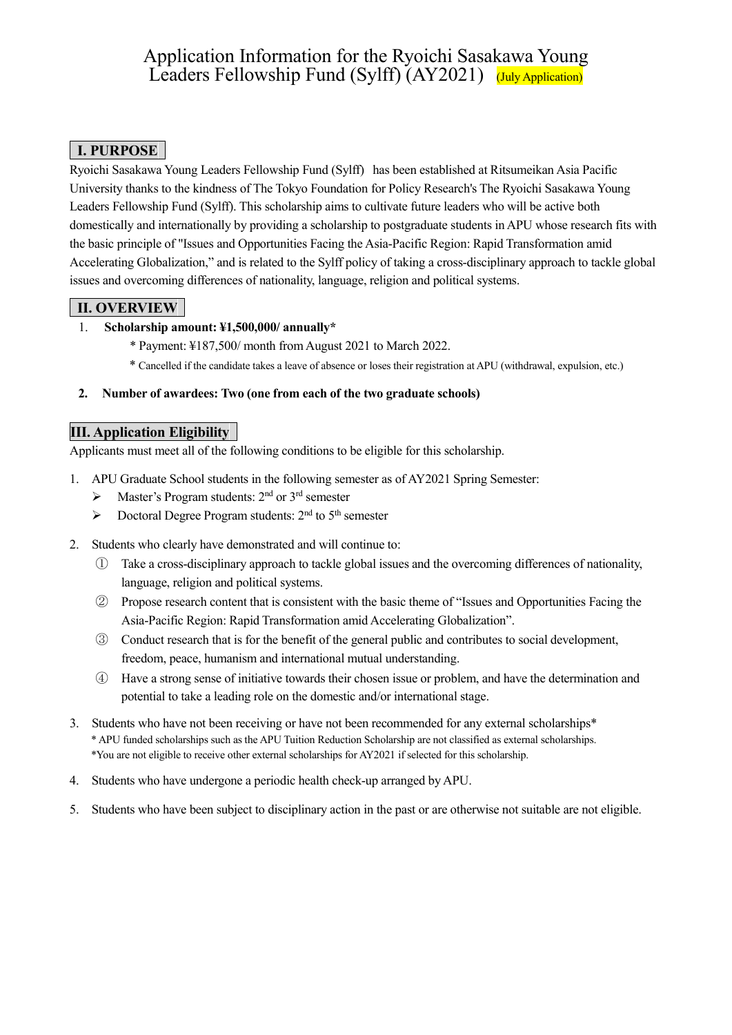# Application Information for the Ryoichi Sasakawa Young Leaders Fellowship Fund (Sylff) (AY2021) (July Application)

## I. PURPOSE

Ryoichi Sasakawa Young Leaders Fellowship Fund (Sylff) has been established at Ritsumeikan Asia Pacific University thanks to the kindness of The Tokyo Foundation for Policy Research's The Ryoichi Sasakawa Young Leaders Fellowship Fund (Sylff). This scholarship aims to cultivate future leaders who will be active both domestically and internationally by providing a scholarship to postgraduate students in APU whose research fits with the basic principle of "Issues and Opportunities Facing the Asia-Pacific Region: Rapid Transformation amid Accelerating Globalization," and is related to the Sylff policy of taking a cross-disciplinary approach to tackle global issues and overcoming differences of nationality, language, religion and political systems.

## II. OVERVIEW

1. **Scholarship amount: ¥1,500,000/ annually***
   - * Payment: ¥187,500/ month from August 2021 to March 2022.
   - * Cancelled if the candidate takes a leave of absence or loses their registration at APU (withdrawal, expulsion, etc.)

2. **Number of awardees: Two (one from each of the two graduate schools)**

## III. Application Eligibility

Applicants must meet all of the following conditions to be eligible for this scholarship.

1. APU Graduate School students in the following semester as of AY2021 Spring Semester:
   - Master's Program students: 2nd or 3rd semester
   - Doctoral Degree Program students: 2nd to 5th semester

2. Students who clearly have demonstrated and will continue to:
   - ① Take a cross-disciplinary approach to tackle global issues and the overcoming differences of nationality, language, religion and political systems.
   - ② Propose research content that is consistent with the basic theme of "Issues and Opportunities Facing the Asia-Pacific Region: Rapid Transformation amid Accelerating Globalization".
   - ③ Conduct research that is for the benefit of the general public and contributes to social development, freedom, peace, humanism and international mutual understanding.
   - ④ Have a strong sense of initiative towards their chosen issue or problem, and have the determination and potential to take a leading role on the domestic and/or international stage.

3. Students who have not been receiving or have not been recommended for any external scholarships*
   - * APU funded scholarships such as the APU Tuition Reduction Scholarship are not classified as external scholarships.
   - *You are not eligible to receive other external scholarships for AY2021 if selected for this scholarship.

4. Students who have undergone a periodic health check-up arranged by APU.

5. Students who have been subject to disciplinary action in the past or are otherwise not suitable are not eligible.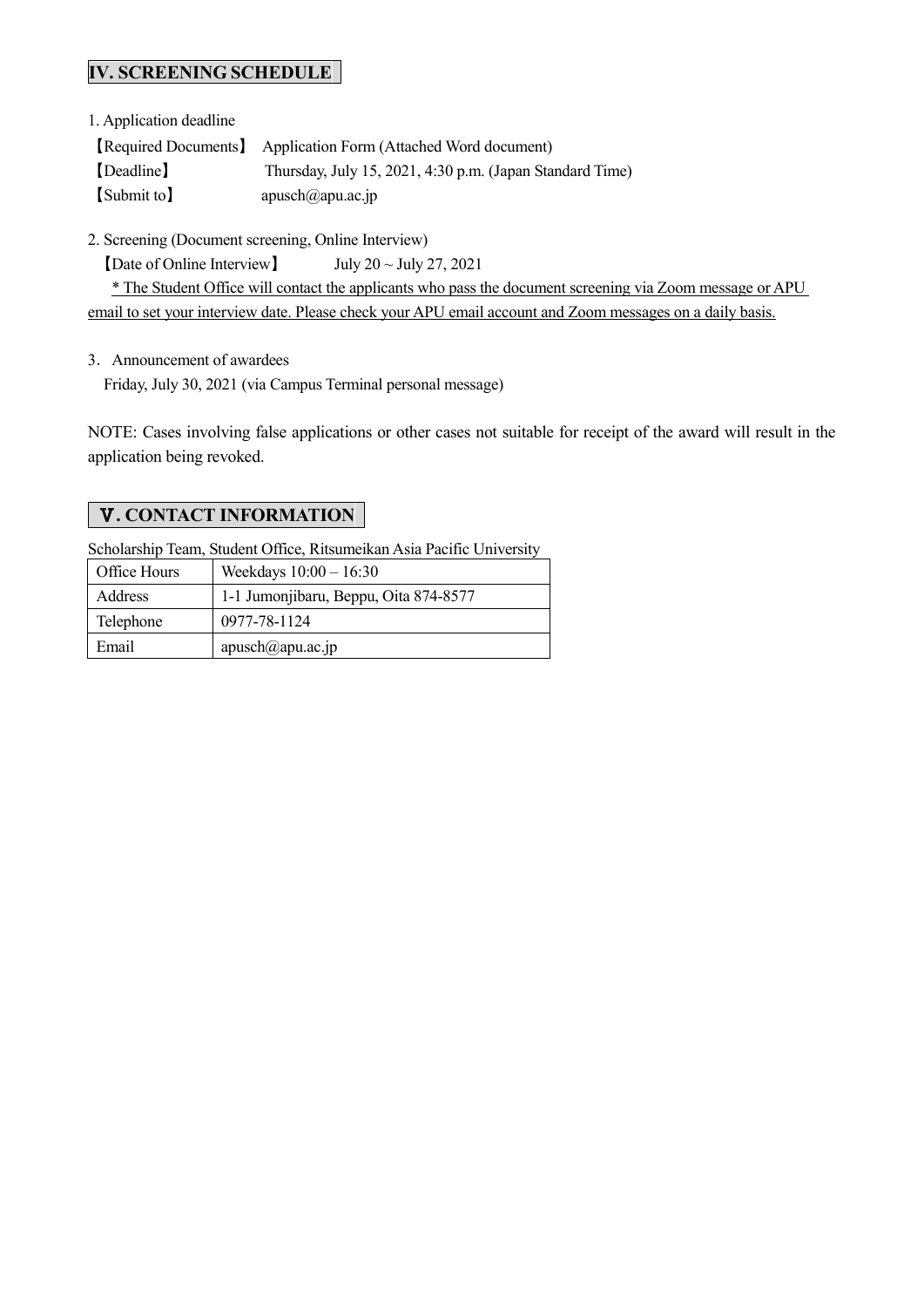## IV. SCREENING SCHEDULE

1. Application deadline

【Required Documents】 Application Form (Attached Word document)
【Deadline】 Thursday, July 15, 2021, 4:30 p.m. (Japan Standard Time)
【Submit to】 apusch@apu.ac.jp

2. Screening (Document screening, Online Interview)

【Date of Online Interview】 July 20 ~ July 27, 2021

\* The Student Office will contact the applicants who pass the document screening via Zoom message or APU email to set your interview date. Please check your APU email account and Zoom messages on a daily basis.

3. Announcement of awardees

Friday, July 30, 2021 (via Campus Terminal personal message)

NOTE: Cases involving false applications or other cases not suitable for receipt of the award will result in the application being revoked.

## Ⅴ. CONTACT INFORMATION

Scholarship Team, Student Office, Ritsumeikan Asia Pacific University

| | |
|---|---|
| Office Hours | Weekdays 10:00 – 16:30 |
| Address | 1-1 Jumonjibaru, Beppu, Oita 874-8577 |
| Telephone | 0977-78-1124 |
| Email | apusch@apu.ac.jp |